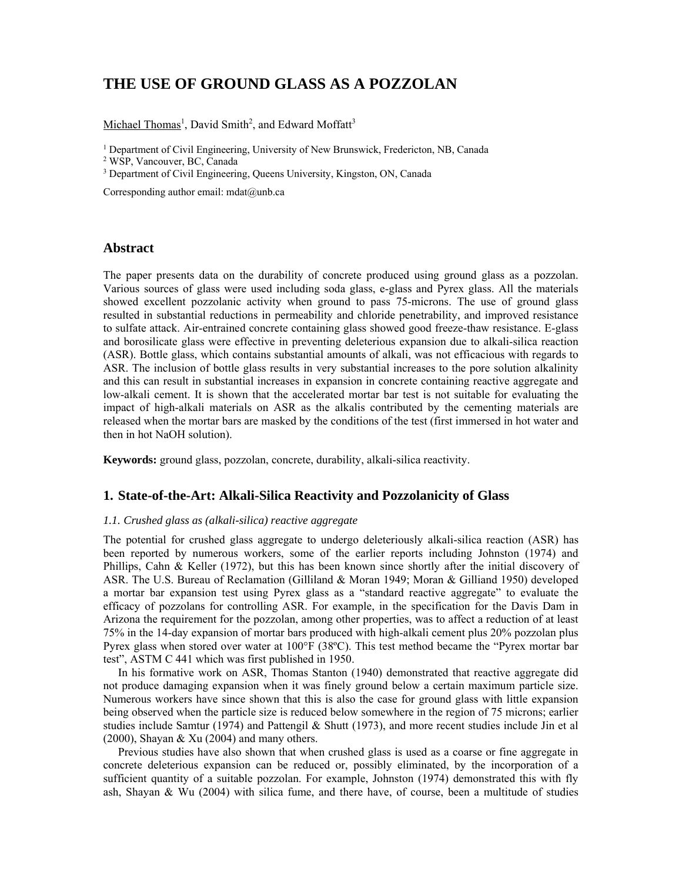# THE USE OF GROUND GLASS AS A POZZOLAN

Michael Thomas[1], David Smith[2], and Edward Moffatt[3]

[1] Department of Civil Engineering, University of New Brunswick, Fredericton, NB, Canada
[2] WSP, Vancouver, BC, Canada
[3] Department of Civil Engineering, Queens University, Kingston, ON, Canada

Corresponding author email: mdat@unb.ca

## Abstract

The paper presents data on the durability of concrete produced using ground glass as a pozzolan. Various sources of glass were used including soda glass, e-glass and Pyrex glass. All the materials showed excellent pozzolanic activity when ground to pass 75-microns. The use of ground glass resulted in substantial reductions in permeability and chloride penetrability, and improved resistance to sulfate attack. Air-entrained concrete containing glass showed good freeze-thaw resistance. E-glass and borosilicate glass were effective in preventing deleterious expansion due to alkali-silica reaction (ASR). Bottle glass, which contains substantial amounts of alkali, was not efficacious with regards to ASR. The inclusion of bottle glass results in very substantial increases to the pore solution alkalinity and this can result in substantial increases in expansion in concrete containing reactive aggregate and low-alkali cement. It is shown that the accelerated mortar bar test is not suitable for evaluating the impact of high-alkali materials on ASR as the alkalis contributed by the cementing materials are released when the mortar bars are masked by the conditions of the test (first immersed in hot water and then in hot NaOH solution).

**Keywords:** ground glass, pozzolan, concrete, durability, alkali-silica reactivity.

## 1. State-of-the-Art: Alkali-Silica Reactivity and Pozzolanicity of Glass

### *1.1. Crushed glass as (alkali-silica) reactive aggregate*

The potential for crushed glass aggregate to undergo deleteriously alkali-silica reaction (ASR) has been reported by numerous workers, some of the earlier reports including Johnston (1974) and Phillips, Cahn & Keller (1972), but this has been known since shortly after the initial discovery of ASR. The U.S. Bureau of Reclamation (Gilliland & Moran 1949; Moran & Gilliland 1950) developed a mortar bar expansion test using Pyrex glass as a "standard reactive aggregate" to evaluate the efficacy of pozzolans for controlling ASR. For example, in the specification for the Davis Dam in Arizona the requirement for the pozzolan, among other properties, was to affect a reduction of at least 75% in the 14-day expansion of mortar bars produced with high-alkali cement plus 20% pozzolan plus Pyrex glass when stored over water at 100°F (38ºC). This test method became the "Pyrex mortar bar test", ASTM C 441 which was first published in 1950.

In his formative work on ASR, Thomas Stanton (1940) demonstrated that reactive aggregate did not produce damaging expansion when it was finely ground below a certain maximum particle size. Numerous workers have since shown that this is also the case for ground glass with little expansion being observed when the particle size is reduced below somewhere in the region of 75 microns; earlier studies include Samtur (1974) and Pattengil & Shutt (1973), and more recent studies include Jin et al (2000), Shayan & Xu (2004) and many others.

Previous studies have also shown that when crushed glass is used as a coarse or fine aggregate in concrete deleterious expansion can be reduced or, possibly eliminated, by the incorporation of a sufficient quantity of a suitable pozzolan. For example, Johnston (1974) demonstrated this with fly ash, Shayan & Wu (2004) with silica fume, and there have, of course, been a multitude of studies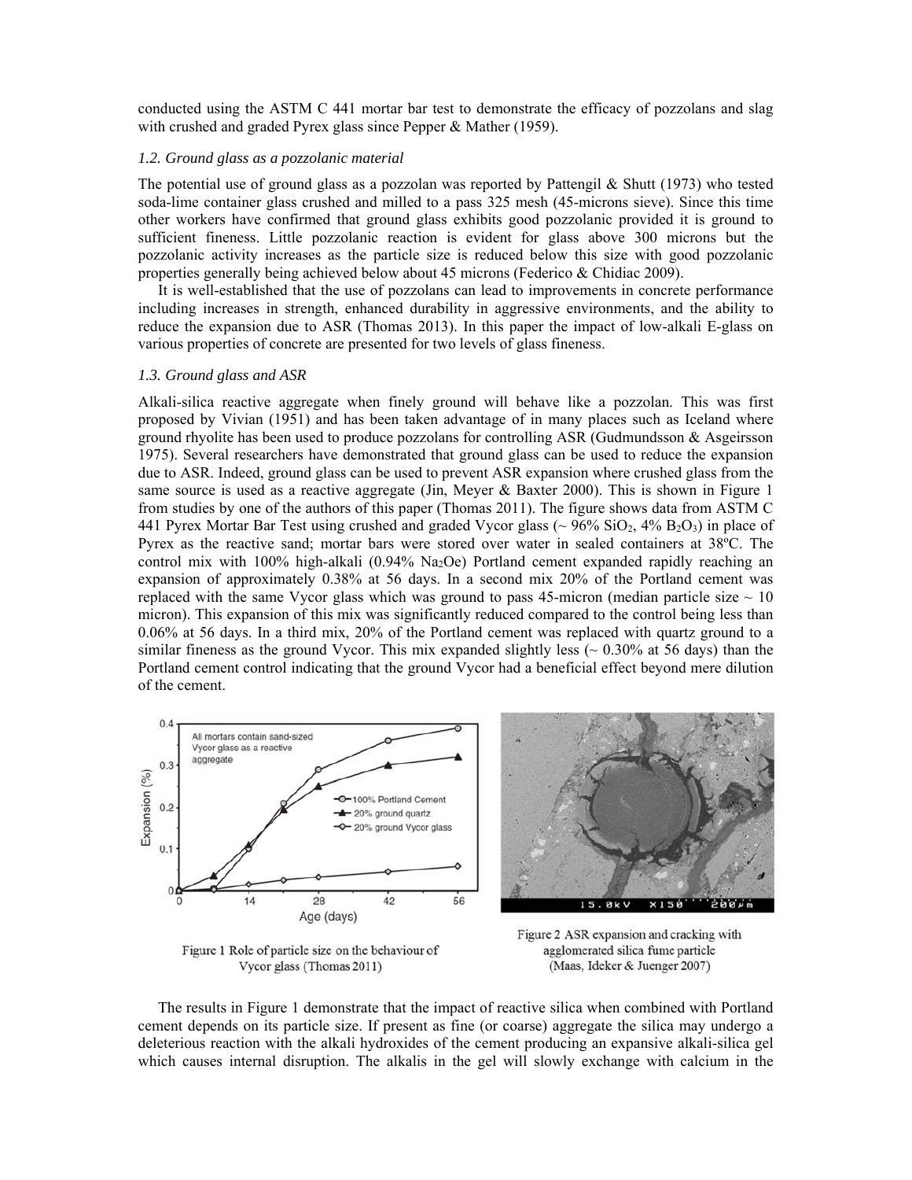conducted using the ASTM C 441 mortar bar test to demonstrate the efficacy of pozzolans and slag with crushed and graded Pyrex glass since Pepper & Mather (1959).

### *1.2. Ground glass as a pozzolanic material*

The potential use of ground glass as a pozzolan was reported by Pattengil & Shutt (1973) who tested soda-lime container glass crushed and milled to a pass 325 mesh (45-microns sieve). Since this time other workers have confirmed that ground glass exhibits good pozzolanic provided it is ground to sufficient fineness. Little pozzolanic reaction is evident for glass above 300 microns but the pozzolanic activity increases as the particle size is reduced below this size with good pozzolanic properties generally being achieved below about 45 microns (Federico & Chidiac 2009).

It is well-established that the use of pozzolans can lead to improvements in concrete performance including increases in strength, enhanced durability in aggressive environments, and the ability to reduce the expansion due to ASR (Thomas 2013). In this paper the impact of low-alkali E-glass on various properties of concrete are presented for two levels of glass fineness.

### *1.3. Ground glass and ASR*

Alkali-silica reactive aggregate when finely ground will behave like a pozzolan. This was first proposed by Vivian (1951) and has been taken advantage of in many places such as Iceland where ground rhyolite has been used to produce pozzolans for controlling ASR (Gudmundsson & Asgeirsson 1975). Several researchers have demonstrated that ground glass can be used to reduce the expansion due to ASR. Indeed, ground glass can be used to prevent ASR expansion where crushed glass from the same source is used as a reactive aggregate (Jin, Meyer & Baxter 2000). This is shown in Figure 1 from studies by one of the authors of this paper (Thomas 2011). The figure shows data from ASTM C 441 Pyrex Mortar Bar Test using crushed and graded Vycor glass (~ 96% $SiO_2$, 4% $B_2O_3$) in place of Pyrex as the reactive sand; mortar bars were stored over water in sealed containers at 38ºC. The control mix with 100% high-alkali (0.94% $Na_2Oe$) Portland cement expanded rapidly reaching an expansion of approximately 0.38% at 56 days. In a second mix 20% of the Portland cement was replaced with the same Vycor glass which was ground to pass 45-micron (median particle size ~ 10 micron). This expansion of this mix was significantly reduced compared to the control being less than 0.06% at 56 days. In a third mix, 20% of the Portland cement was replaced with quartz ground to a similar fineness as the ground Vycor. This mix expanded slightly less (~ 0.30% at 56 days) than the Portland cement control indicating that the ground Vycor had a beneficial effect beyond mere dilution of the cement.

All mortars contain sand-sized Vycor glass as a reactive aggregate

100% Portland Cement
20% ground quartz
20% ground Vycor glass

Expansion (%)

0.4
0.3
0.2
0.1
0

Age (days)

0 14 28 42 56

Figure 1 Role of particle size on the behaviour of Vycor glass (Thomas 2011)

15.0kV ×150 200μm

Figure 2 ASR expansion and cracking with agglomerated silica fume particle (Maas, Ideker & Juenger 2007)

The results in Figure 1 demonstrate that the impact of reactive silica when combined with Portland cement depends on its particle size. If present as fine (or coarse) aggregate the silica may undergo a deleterious reaction with the alkali hydroxides of the cement producing an expansive alkali-silica gel which causes internal disruption. The alkalis in the gel will slowly exchange with calcium in the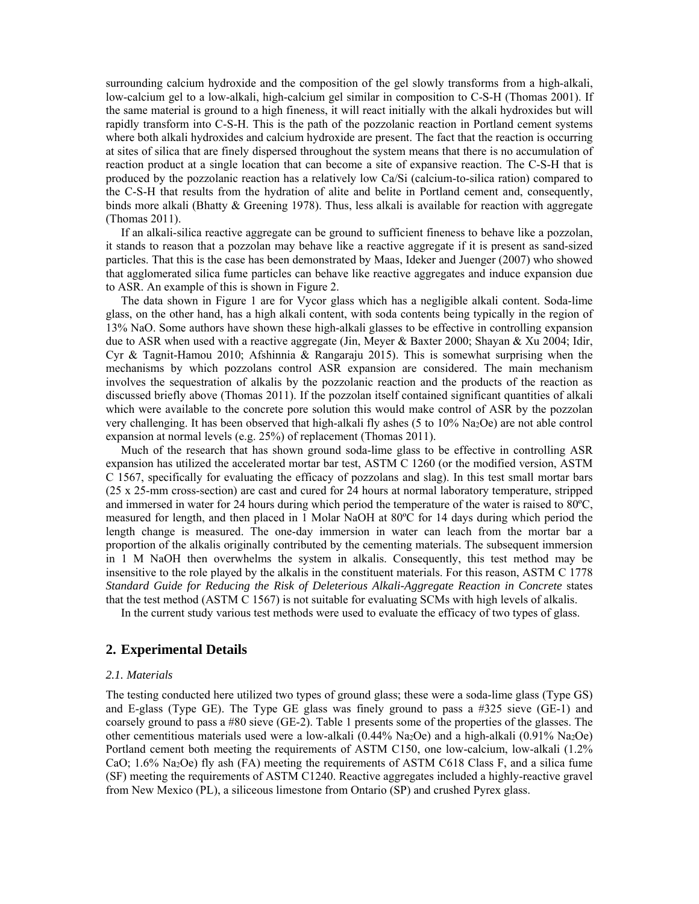surrounding calcium hydroxide and the composition of the gel slowly transforms from a high-alkali, low-calcium gel to a low-alkali, high-calcium gel similar in composition to C-S-H (Thomas 2001). If the same material is ground to a high fineness, it will react initially with the alkali hydroxides but will rapidly transform into C-S-H. This is the path of the pozzolanic reaction in Portland cement systems where both alkali hydroxides and calcium hydroxide are present. The fact that the reaction is occurring at sites of silica that are finely dispersed throughout the system means that there is no accumulation of reaction product at a single location that can become a site of expansive reaction. The C-S-H that is produced by the pozzolanic reaction has a relatively low Ca/Si (calcium-to-silica ration) compared to the C-S-H that results from the hydration of alite and belite in Portland cement and, consequently, binds more alkali (Bhatty & Greening 1978). Thus, less alkali is available for reaction with aggregate (Thomas 2011).

If an alkali-silica reactive aggregate can be ground to sufficient fineness to behave like a pozzolan, it stands to reason that a pozzolan may behave like a reactive aggregate if it is present as sand-sized particles. That this is the case has been demonstrated by Maas, Ideker and Juenger (2007) who showed that agglomerated silica fume particles can behave like reactive aggregates and induce expansion due to ASR. An example of this is shown in Figure 2.

The data shown in Figure 1 are for Vycor glass which has a negligible alkali content. Soda-lime glass, on the other hand, has a high alkali content, with soda contents being typically in the region of 13% NaO. Some authors have shown these high-alkali glasses to be effective in controlling expansion due to ASR when used with a reactive aggregate (Jin, Meyer & Baxter 2000; Shayan & Xu 2004; Idir, Cyr & Tagnit-Hamou 2010; Afshinnia & Rangaraju 2015). This is somewhat surprising when the mechanisms by which pozzolans control ASR expansion are considered. The main mechanism involves the sequestration of alkalis by the pozzolanic reaction and the products of the reaction as discussed briefly above (Thomas 2011). If the pozzolan itself contained significant quantities of alkali which were available to the concrete pore solution this would make control of ASR by the pozzolan very challenging. It has been observed that high-alkali fly ashes (5 to 10% $Na_2Oe$) are not able control expansion at normal levels (e.g. 25%) of replacement (Thomas 2011).

Much of the research that has shown ground soda-lime glass to be effective in controlling ASR expansion has utilized the accelerated mortar bar test, ASTM C 1260 (or the modified version, ASTM C 1567, specifically for evaluating the efficacy of pozzolans and slag). In this test small mortar bars (25 x 25-mm cross-section) are cast and cured for 24 hours at normal laboratory temperature, stripped and immersed in water for 24 hours during which period the temperature of the water is raised to 80ºC, measured for length, and then placed in 1 Molar NaOH at 80ºC for 14 days during which period the length change is measured. The one-day immersion in water can leach from the mortar bar a proportion of the alkalis originally contributed by the cementing materials. The subsequent immersion in 1 M NaOH then overwhelms the system in alkalis. Consequently, this test method may be insensitive to the role played by the alkalis in the constituent materials. For this reason, ASTM C 1778 *Standard Guide for Reducing the Risk of Deleterious Alkali-Aggregate Reaction in Concrete* states that the test method (ASTM C 1567) is not suitable for evaluating SCMs with high levels of alkalis.

In the current study various test methods were used to evaluate the efficacy of two types of glass.

## 2. Experimental Details

### *2.1. Materials*

The testing conducted here utilized two types of ground glass; these were a soda-lime glass (Type GS) and E-glass (Type GE). The Type GE glass was finely ground to pass a #325 sieve (GE-1) and coarsely ground to pass a #80 sieve (GE-2). Table 1 presents some of the properties of the glasses. The other cementitious materials used were a low-alkali (0.44% $Na_2Oe$) and a high-alkali (0.91% $Na_2Oe$) Portland cement both meeting the requirements of ASTM C150, one low-calcium, low-alkali (1.2% CaO; 1.6% $Na_2Oe$) fly ash (FA) meeting the requirements of ASTM C618 Class F, and a silica fume (SF) meeting the requirements of ASTM C1240. Reactive aggregates included a highly-reactive gravel from New Mexico (PL), a siliceous limestone from Ontario (SP) and crushed Pyrex glass.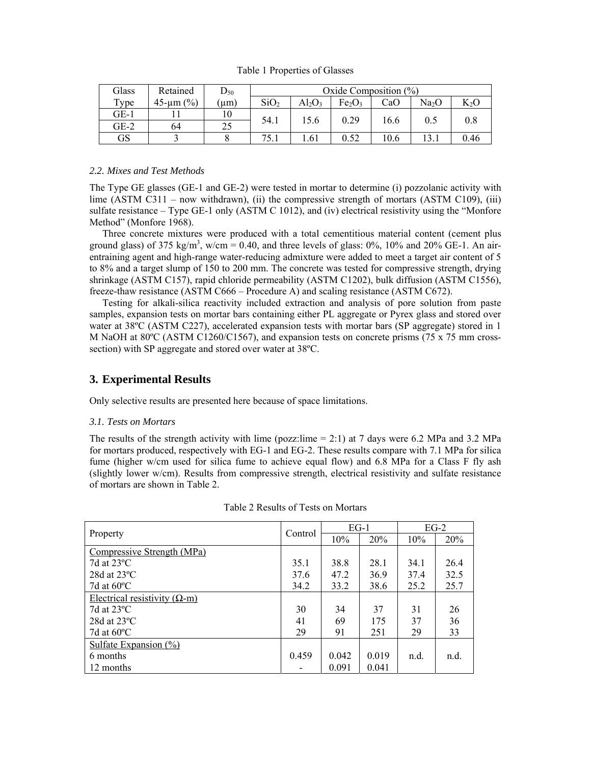Table 1 Properties of Glasses

| Glass Type | Retained 45-μm (%) | $D_{50}$ (μm) | Oxide Composition (%) | | | | | |
|---|---|---|---|---|---|---|---|---|
| | | | $SiO_2$ | $Al_2O_3$ | $Fe_2O_3$ | CaO | $Na_2O$ | $K_2O$ |
| GE-1 | 11 | 10 | 54.1 | 15.6 | 0.29 | 16.6 | 0.5 | 0.8 |
| GE-2 | 64 | 25 | | | | | | |
| GS | 3 | 8 | 75.1 | 1.61 | 0.52 | 10.6 | 13.1 | 0.46 |

### *2.2. Mixes and Test Methods*

The Type GE glasses (GE-1 and GE-2) were tested in mortar to determine (i) pozzolanic activity with lime (ASTM C311 – now withdrawn), (ii) the compressive strength of mortars (ASTM C109), (iii) sulfate resistance – Type GE-1 only (ASTM C 1012), and (iv) electrical resistivity using the "Monfore Method" (Monfore 1968).

Three concrete mixtures were produced with a total cementitious material content (cement plus ground glass) of 375 kg/m$^3$, w/cm = 0.40, and three levels of glass: 0%, 10% and 20% GE-1. An air-entraining agent and high-range water-reducing admixture were added to meet a target air content of 5 to 8% and a target slump of 150 to 200 mm. The concrete was tested for compressive strength, drying shrinkage (ASTM C157), rapid chloride permeability (ASTM C1202), bulk diffusion (ASTM C1556), freeze-thaw resistance (ASTM C666 – Procedure A) and scaling resistance (ASTM C672).

Testing for alkali-silica reactivity included extraction and analysis of pore solution from paste samples, expansion tests on mortar bars containing either PL aggregate or Pyrex glass and stored over water at 38ºC (ASTM C227), accelerated expansion tests with mortar bars (SP aggregate) stored in 1 M NaOH at 80ºC (ASTM C1260/C1567), and expansion tests on concrete prisms (75 x 75 mm cross-section) with SP aggregate and stored over water at 38ºC.

## 3. Experimental Results

Only selective results are presented here because of space limitations.

### *3.1. Tests on Mortars*

The results of the strength activity with lime (pozz:lime = 2:1) at 7 days were 6.2 MPa and 3.2 MPa for mortars produced, respectively with EG-1 and EG-2. These results compare with 7.1 MPa for silica fume (higher w/cm used for silica fume to achieve equal flow) and 6.8 MPa for a Class F fly ash (slightly lower w/cm). Results from compressive strength, electrical resistivity and sulfate resistance of mortars are shown in Table 2.

Table 2 Results of Tests on Mortars

| Property | Control | EG-1 | | EG-2 | |
|---|---|---|---|---|---|
| | | 10% | 20% | 10% | 20% |
| Compressive Strength (MPa) | | | | | |
| 7d at 23ºC | 35.1 | 38.8 | 28.1 | 34.1 | 26.4 |
| 28d at 23ºC | 37.6 | 47.2 | 36.9 | 37.4 | 32.5 |
| 7d at 60ºC | 34.2 | 33.2 | 38.6 | 25.2 | 25.7 |
| Electrical resistivity (Ω-m) | | | | | |
| 7d at 23ºC | 30 | 34 | 37 | 31 | 26 |
| 28d at 23ºC | 41 | 69 | 175 | 37 | 36 |
| 7d at 60ºC | 29 | 91 | 251 | 29 | 33 |
| Sulfate Expansion (%) | | | | | |
| 6 months | 0.459 | 0.042 | 0.019 | n.d. | n.d. |
| 12 months | - | 0.091 | 0.041 | | |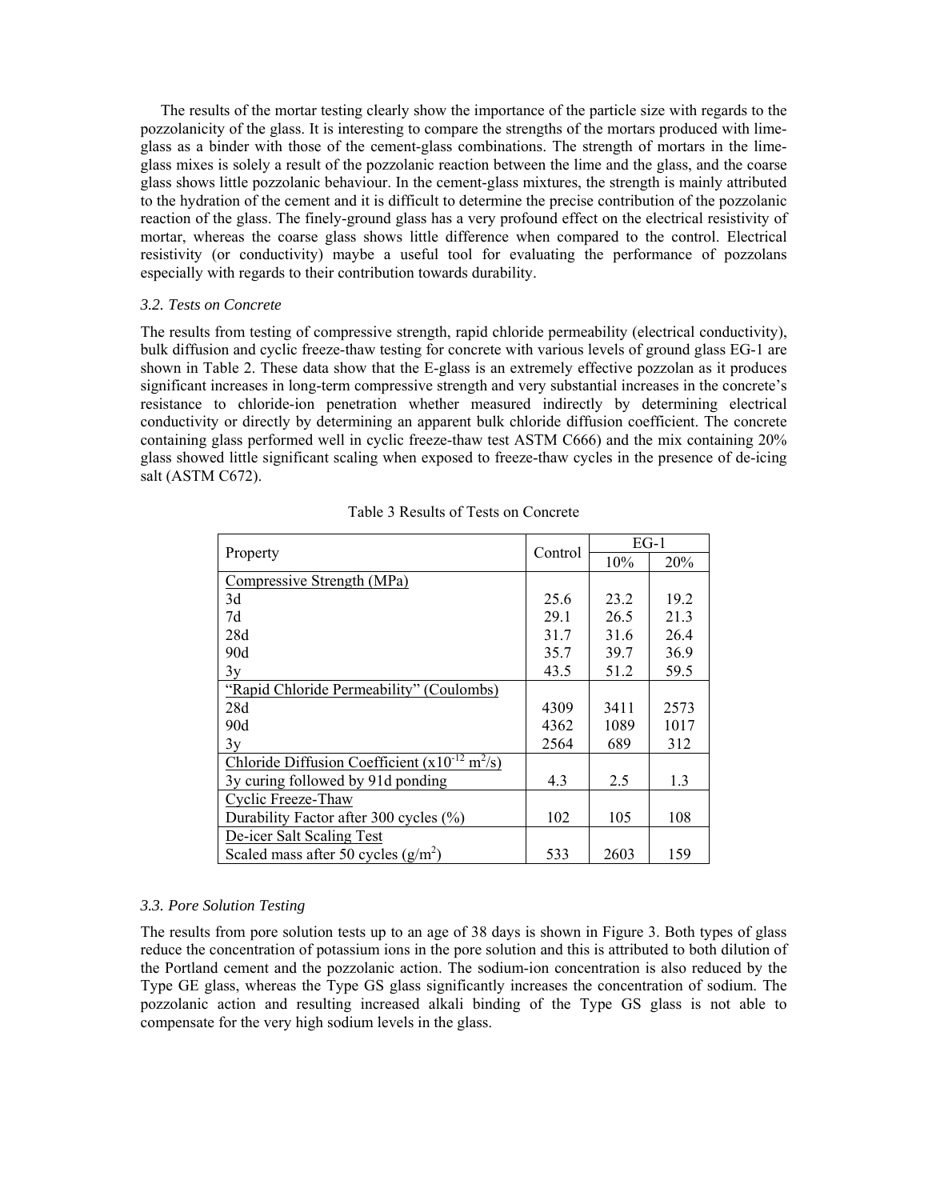The results of the mortar testing clearly show the importance of the particle size with regards to the pozzolanicity of the glass. It is interesting to compare the strengths of the mortars produced with lime-glass as a binder with those of the cement-glass combinations. The strength of mortars in the lime-glass mixes is solely a result of the pozzolanic reaction between the lime and the glass, and the coarse glass shows little pozzolanic behaviour. In the cement-glass mixtures, the strength is mainly attributed to the hydration of the cement and it is difficult to determine the precise contribution of the pozzolanic reaction of the glass. The finely-ground glass has a very profound effect on the electrical resistivity of mortar, whereas the coarse glass shows little difference when compared to the control. Electrical resistivity (or conductivity) maybe a useful tool for evaluating the performance of pozzolans especially with regards to their contribution towards durability.

### *3.2. Tests on Concrete*

The results from testing of compressive strength, rapid chloride permeability (electrical conductivity), bulk diffusion and cyclic freeze-thaw testing for concrete with various levels of ground glass EG-1 are shown in Table 2. These data show that the E-glass is an extremely effective pozzolan as it produces significant increases in long-term compressive strength and very substantial increases in the concrete's resistance to chloride-ion penetration whether measured indirectly by determining electrical conductivity or directly by determining an apparent bulk chloride diffusion coefficient. The concrete containing glass performed well in cyclic freeze-thaw test ASTM C666) and the mix containing 20% glass showed little significant scaling when exposed to freeze-thaw cycles in the presence of de-icing salt (ASTM C672).

Table 3 Results of Tests on Concrete

| Property | Control | EG-1 | |
|---|---|---|---|
| | | 10% | 20% |
| Compressive Strength (MPa) | | | |
| 3d | 25.6 | 23.2 | 19.2 |
| 7d | 29.1 | 26.5 | 21.3 |
| 28d | 31.7 | 31.6 | 26.4 |
| 90d | 35.7 | 39.7 | 36.9 |
| 3y | 43.5 | 51.2 | 59.5 |
| "Rapid Chloride Permeability" (Coulombs) | | | |
| 28d | 4309 | 3411 | 2573 |
| 90d | 4362 | 1089 | 1017 |
| 3y | 2564 | 689 | 312 |
| Chloride Diffusion Coefficient ($x10^{-12}$ $m^2/s$) | | | |
| 3y curing followed by 91d ponding | 4.3 | 2.5 | 1.3 |
| Cyclic Freeze-Thaw | | | |
| Durability Factor after 300 cycles (%) | 102 | 105 | 108 |
| De-icer Salt Scaling Test | | | |
| Scaled mass after 50 cycles ($g/m^2$) | 533 | 2603 | 159 |

### *3.3. Pore Solution Testing*

The results from pore solution tests up to an age of 38 days is shown in Figure 3. Both types of glass reduce the concentration of potassium ions in the pore solution and this is attributed to both dilution of the Portland cement and the pozzolanic action. The sodium-ion concentration is also reduced by the Type GE glass, whereas the Type GS glass significantly increases the concentration of sodium. The pozzolanic action and resulting increased alkali binding of the Type GS glass is not able to compensate for the very high sodium levels in the glass.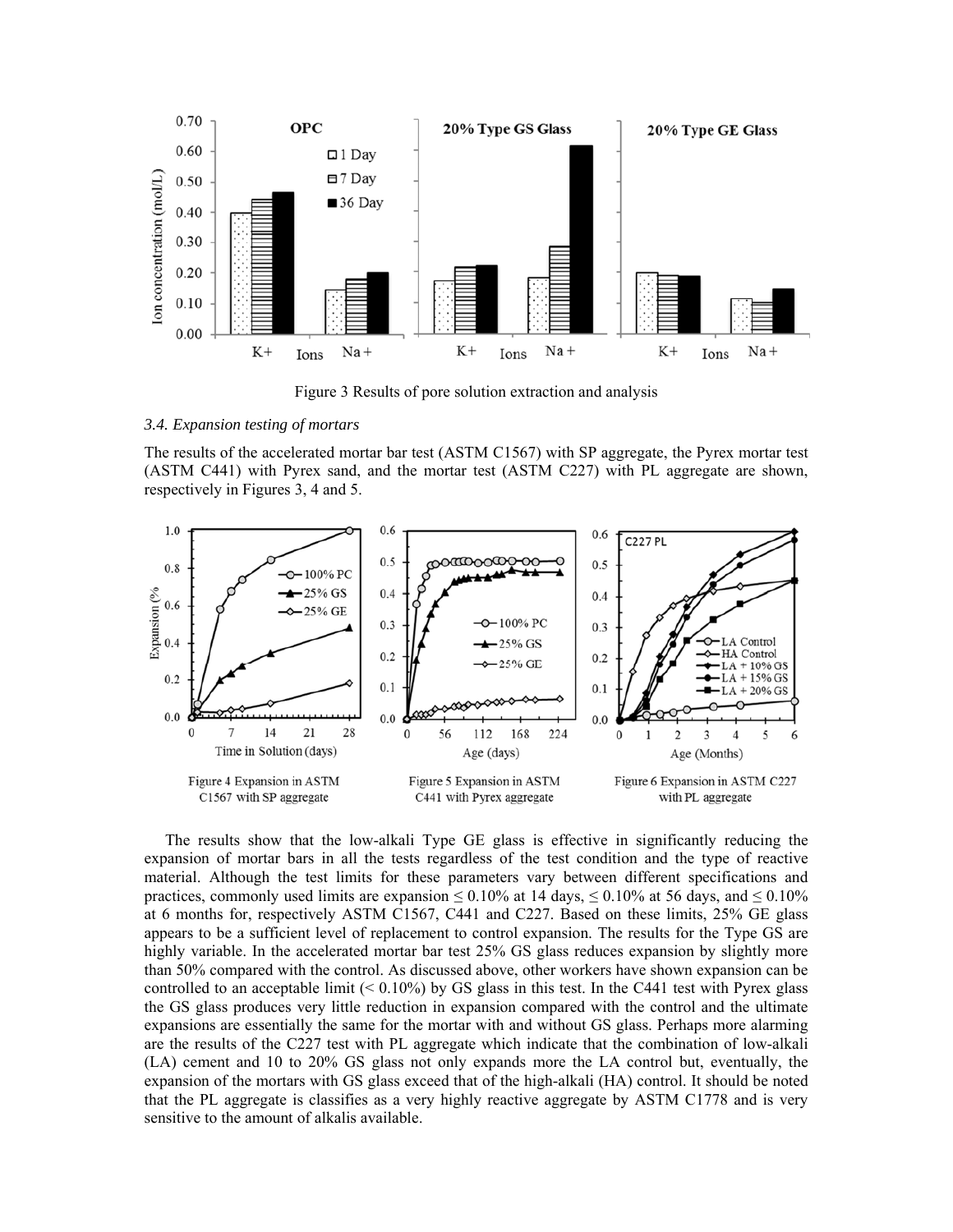0.70
0.60
0.50
0.40
0.30
0.20
0.10
0.00

Ion concentration (mol/L)

OPC

□ 1 Day
▤ 7 Day
■ 36 Day

K+ Ions Na+

20% Type GS Glass

K+ Ions Na+

20% Type GE Glass

K+ Ions Na+

Figure 3 Results of pore solution extraction and analysis

### *3.4. Expansion testing of mortars*

The results of the accelerated mortar bar test (ASTM C1567) with SP aggregate, the Pyrex mortar test (ASTM C441) with Pyrex sand, and the mortar test (ASTM C227) with PL aggregate are shown, respectively in Figures 3, 4 and 5.

1.0
0.8
0.6
0.4
0.2
0.0

Expansion (%

100% PC
25% GS
25% GE

0 7 14 21 28

Time in Solution (days)

Figure 4 Expansion in ASTM C1567 with SP aggregate

0.6
0.5
0.4
0.3
0.2
0.1
0.0

100% PC
25% GS
25% GE

0 56 112 168 224

Age (days)

Figure 5 Expansion in ASTM C441 with Pyrex aggregate

0.6
0.5
0.4
0.3
0.2
0.1
0.0

C227 PL

LA Control
HA Control
LA + 10% GS
LA + 15% GS
LA + 20% GS

0 1 2 3 4 5 6

Age (Months)

Figure 6 Expansion in ASTM C227 with PL aggregate

The results show that the low-alkali Type GE glass is effective in significantly reducing the expansion of mortar bars in all the tests regardless of the test condition and the type of reactive material. Although the test limits for these parameters vary between different specifications and practices, commonly used limits are expansion ≤ 0.10% at 14 days, ≤ 0.10% at 56 days, and ≤ 0.10% at 6 months for, respectively ASTM C1567, C441 and C227. Based on these limits, 25% GE glass appears to be a sufficient level of replacement to control expansion. The results for the Type GS are highly variable. In the accelerated mortar bar test 25% GS glass reduces expansion by slightly more than 50% compared with the control. As discussed above, other workers have shown expansion can be controlled to an acceptable limit (< 0.10%) by GS glass in this test. In the C441 test with Pyrex glass the GS glass produces very little reduction in expansion compared with the control and the ultimate expansions are essentially the same for the mortar with and without GS glass. Perhaps more alarming are the results of the C227 test with PL aggregate which indicate that the combination of low-alkali (LA) cement and 10 to 20% GS glass not only expands more the LA control but, eventually, the expansion of the mortars with GS glass exceed that of the high-alkali (HA) control. It should be noted that the PL aggregate is classifies as a very highly reactive aggregate by ASTM C1778 and is very sensitive to the amount of alkalis available.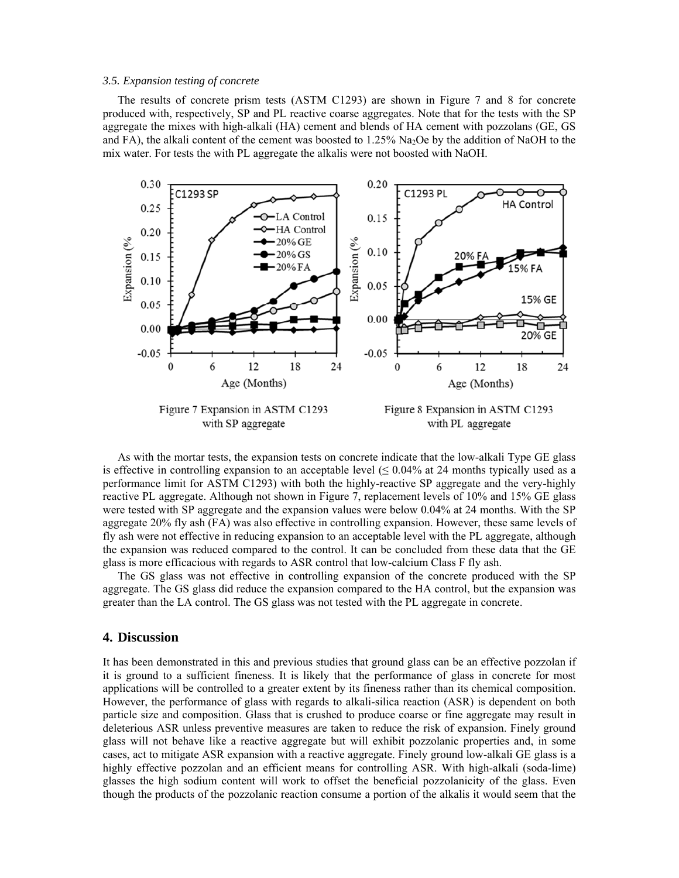*3.5. Expansion testing of concrete*

The results of concrete prism tests (ASTM C1293) are shown in Figure 7 and 8 for concrete produced with, respectively, SP and PL reactive coarse aggregates. Note that for the tests with the SP aggregate the mixes with high-alkali (HA) cement and blends of HA cement with pozzolans (GE, GS and FA), the alkali content of the cement was boosted to 1.25% $Na_2Oe$ by the addition of NaOH to the mix water. For tests the with PL aggregate the alkalis were not boosted with NaOH.

C1293 SP

LA Control
HA Control
20% GE
20% GS
20% FA

Expansion (%)

Age (Months)

0.30 0.25 0.20 0.15 0.10 0.05 0.00 -0.05

0 6 12 18 24

Figure 7 Expansion in ASTM C1293 with SP aggregate

C1293 PL

HA Control
20% FA
15% FA
15% GE
20% GE

Expansion (%)

Age (Months)

0.20 0.15 0.10 0.05 0.00 -0.05

0 6 12 18 24

Figure 8 Expansion in ASTM C1293 with PL aggregate

As with the mortar tests, the expansion tests on concrete indicate that the low-alkali Type GE glass is effective in controlling expansion to an acceptable level (≤ 0.04% at 24 months typically used as a performance limit for ASTM C1293) with both the highly-reactive SP aggregate and the very-highly reactive PL aggregate. Although not shown in Figure 7, replacement levels of 10% and 15% GE glass were tested with SP aggregate and the expansion values were below 0.04% at 24 months. With the SP aggregate 20% fly ash (FA) was also effective in controlling expansion. However, these same levels of fly ash were not effective in reducing expansion to an acceptable level with the PL aggregate, although the expansion was reduced compared to the control. It can be concluded from these data that the GE glass is more efficacious with regards to ASR control that low-calcium Class F fly ash.

The GS glass was not effective in controlling expansion of the concrete produced with the SP aggregate. The GS glass did reduce the expansion compared to the HA control, but the expansion was greater than the LA control. The GS glass was not tested with the PL aggregate in concrete.

## 4. Discussion

It has been demonstrated in this and previous studies that ground glass can be an effective pozzolan if it is ground to a sufficient fineness. It is likely that the performance of glass in concrete for most applications will be controlled to a greater extent by its fineness rather than its chemical composition. However, the performance of glass with regards to alkali-silica reaction (ASR) is dependent on both particle size and composition. Glass that is crushed to produce coarse or fine aggregate may result in deleterious ASR unless preventive measures are taken to reduce the risk of expansion. Finely ground glass will not behave like a reactive aggregate but will exhibit pozzolanic properties and, in some cases, act to mitigate ASR expansion with a reactive aggregate. Finely ground low-alkali GE glass is a highly effective pozzolan and an efficient means for controlling ASR. With high-alkali (soda-lime) glasses the high sodium content will work to offset the beneficial pozzolanicity of the glass. Even though the products of the pozzolanic reaction consume a portion of the alkalis it would seem that the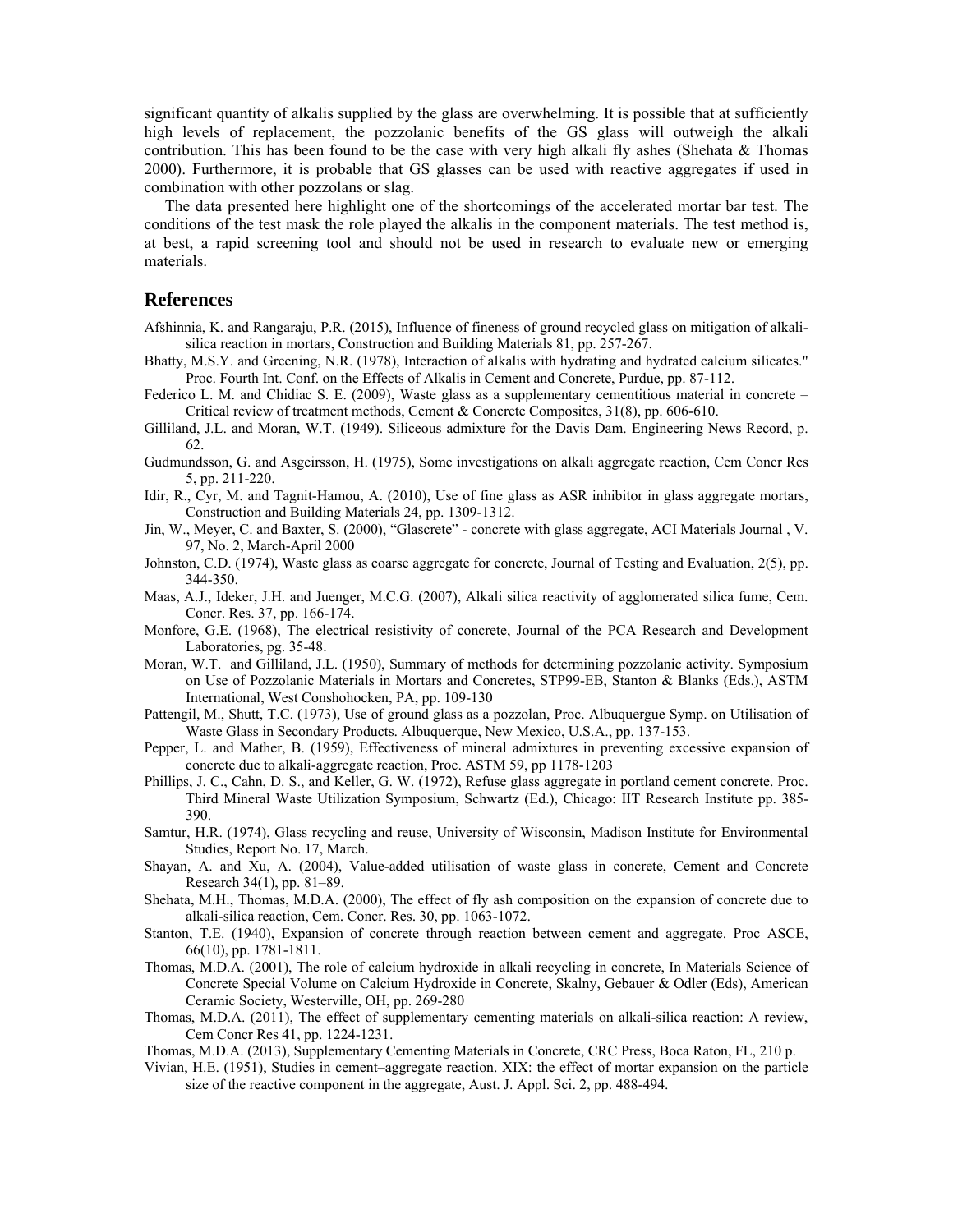significant quantity of alkalis supplied by the glass are overwhelming. It is possible that at sufficiently high levels of replacement, the pozzolanic benefits of the GS glass will outweigh the alkali contribution. This has been found to be the case with very high alkali fly ashes (Shehata & Thomas 2000). Furthermore, it is probable that GS glasses can be used with reactive aggregates if used in combination with other pozzolans or slag.

The data presented here highlight one of the shortcomings of the accelerated mortar bar test. The conditions of the test mask the role played the alkalis in the component materials. The test method is, at best, a rapid screening tool and should not be used in research to evaluate new or emerging materials.

## References

Afshinnia, K. and Rangaraju, P.R. (2015), Influence of fineness of ground recycled glass on mitigation of alkali-silica reaction in mortars, Construction and Building Materials 81, pp. 257-267.

Bhatty, M.S.Y. and Greening, N.R. (1978), Interaction of alkalis with hydrating and hydrated calcium silicates." Proc. Fourth Int. Conf. on the Effects of Alkalis in Cement and Concrete, Purdue, pp. 87-112.

Federico L. M. and Chidiac S. E. (2009), Waste glass as a supplementary cementitious material in concrete – Critical review of treatment methods, Cement & Concrete Composites, 31(8), pp. 606-610.

Gilliland, J.L. and Moran, W.T. (1949). Siliceous admixture for the Davis Dam. Engineering News Record, p. 62.

Gudmundsson, G. and Asgeirsson, H. (1975), Some investigations on alkali aggregate reaction, Cem Concr Res 5, pp. 211-220.

Idir, R., Cyr, M. and Tagnit-Hamou, A. (2010), Use of fine glass as ASR inhibitor in glass aggregate mortars, Construction and Building Materials 24, pp. 1309-1312.

Jin, W., Meyer, C. and Baxter, S. (2000), "Glascrete" - concrete with glass aggregate, ACI Materials Journal , V. 97, No. 2, March-April 2000

Johnston, C.D. (1974), Waste glass as coarse aggregate for concrete, Journal of Testing and Evaluation, 2(5), pp. 344-350.

Maas, A.J., Ideker, J.H. and Juenger, M.C.G. (2007), Alkali silica reactivity of agglomerated silica fume, Cem. Concr. Res. 37, pp. 166-174.

Monfore, G.E. (1968), The electrical resistivity of concrete, Journal of the PCA Research and Development Laboratories, pg. 35-48.

Moran, W.T. and Gilliland, J.L. (1950), Summary of methods for determining pozzolanic activity. Symposium on Use of Pozzolanic Materials in Mortars and Concretes, STP99-EB, Stanton & Blanks (Eds.), ASTM International, West Conshohocken, PA, pp. 109-130

Pattengil, M., Shutt, T.C. (1973), Use of ground glass as a pozzolan, Proc. Albuquergue Symp. on Utilisation of Waste Glass in Secondary Products. Albuquerque, New Mexico, U.S.A., pp. 137-153.

Pepper, L. and Mather, B. (1959), Effectiveness of mineral admixtures in preventing excessive expansion of concrete due to alkali-aggregate reaction, Proc. ASTM 59, pp 1178-1203

Phillips, J. C., Cahn, D. S., and Keller, G. W. (1972), Refuse glass aggregate in portland cement concrete. Proc. Third Mineral Waste Utilization Symposium, Schwartz (Ed.), Chicago: IIT Research Institute pp. 385-390.

Samtur, H.R. (1974), Glass recycling and reuse, University of Wisconsin, Madison Institute for Environmental Studies, Report No. 17, March.

Shayan, A. and Xu, A. (2004), Value-added utilisation of waste glass in concrete, Cement and Concrete Research 34(1), pp. 81–89.

Shehata, M.H., Thomas, M.D.A. (2000), The effect of fly ash composition on the expansion of concrete due to alkali-silica reaction, Cem. Concr. Res. 30, pp. 1063-1072.

Stanton, T.E. (1940), Expansion of concrete through reaction between cement and aggregate. Proc ASCE, 66(10), pp. 1781-1811.

Thomas, M.D.A. (2001), The role of calcium hydroxide in alkali recycling in concrete, In Materials Science of Concrete Special Volume on Calcium Hydroxide in Concrete, Skalny, Gebauer & Odler (Eds), American Ceramic Society, Westerville, OH, pp. 269-280

Thomas, M.D.A. (2011), The effect of supplementary cementing materials on alkali-silica reaction: A review, Cem Concr Res 41, pp. 1224-1231.

Thomas, M.D.A. (2013), Supplementary Cementing Materials in Concrete, CRC Press, Boca Raton, FL, 210 p.

Vivian, H.E. (1951), Studies in cement–aggregate reaction. XIX: the effect of mortar expansion on the particle size of the reactive component in the aggregate, Aust. J. Appl. Sci. 2, pp. 488-494.